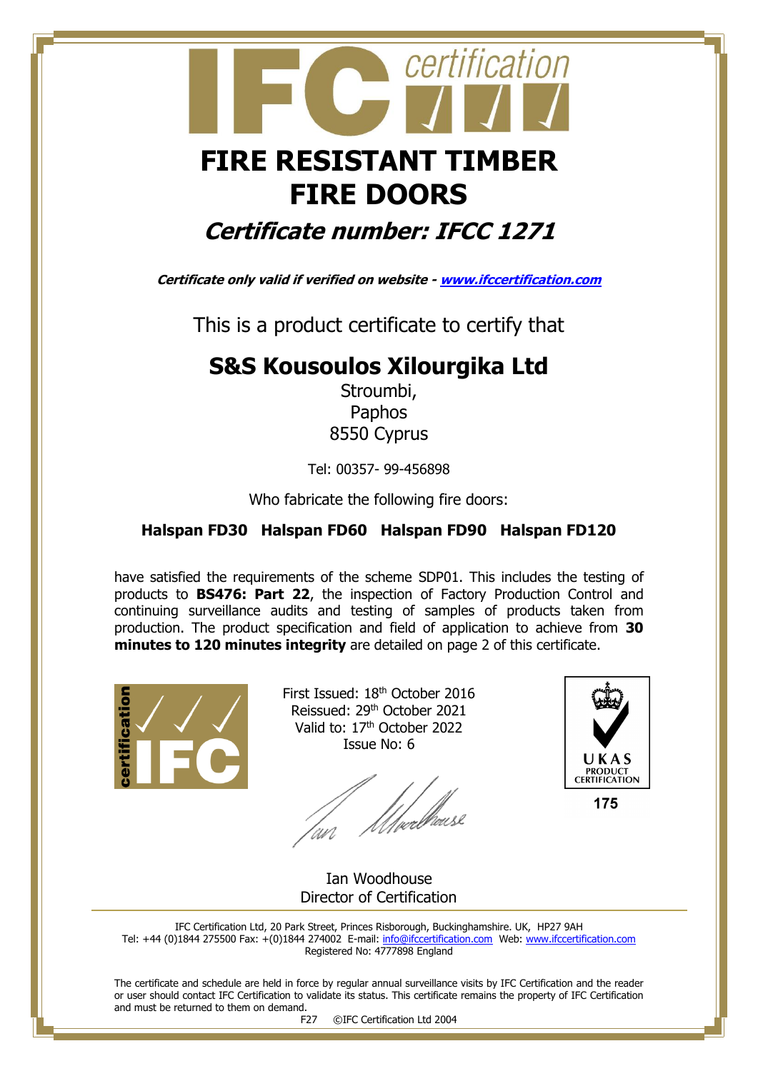# FIRE RESISTANT TIMBER FIRE DOORS

## *Certificate number: IFCC 1271*

***Certificate only valid if verified on website - www.ifccertification.com***

This is a product certificate to certify that

## S&S Kousoulos Xilourgika Ltd

Stroumbi,
Paphos
8550 Cyprus

Tel: 00357- 99-456898

Who fabricate the following fire doors:

**Halspan FD30 Halspan FD60 Halspan FD90 Halspan FD120**

have satisfied the requirements of the scheme SDP01. This includes the testing of products to **BS476: Part 22**, the inspection of Factory Production Control and continuing surveillance audits and testing of samples of products taken from production. The product specification and field of application to achieve from **30 minutes to 120 minutes integrity** are detailed on page 2 of this certificate.

First Issued: 18th October 2016
Reissued: 29th October 2021
Valid to: 17th October 2022
Issue No: 6

Ian Woodhouse
Director of Certification

UKAS PRODUCT CERTIFICATION
175

IFC Certification Ltd, 20 Park Street, Princes Risborough, Buckinghamshire. UK, HP27 9AH
Tel: +44 (0)1844 275500 Fax: +(0)1844 274002 E-mail: info@ifccertification.com Web: www.ifccertification.com
Registered No: 4777898 England

The certificate and schedule are held in force by regular annual surveillance visits by IFC Certification and the reader or user should contact IFC Certification to validate its status. This certificate remains the property of IFC Certification and must be returned to them on demand.

F27 ©IFC Certification Ltd 2004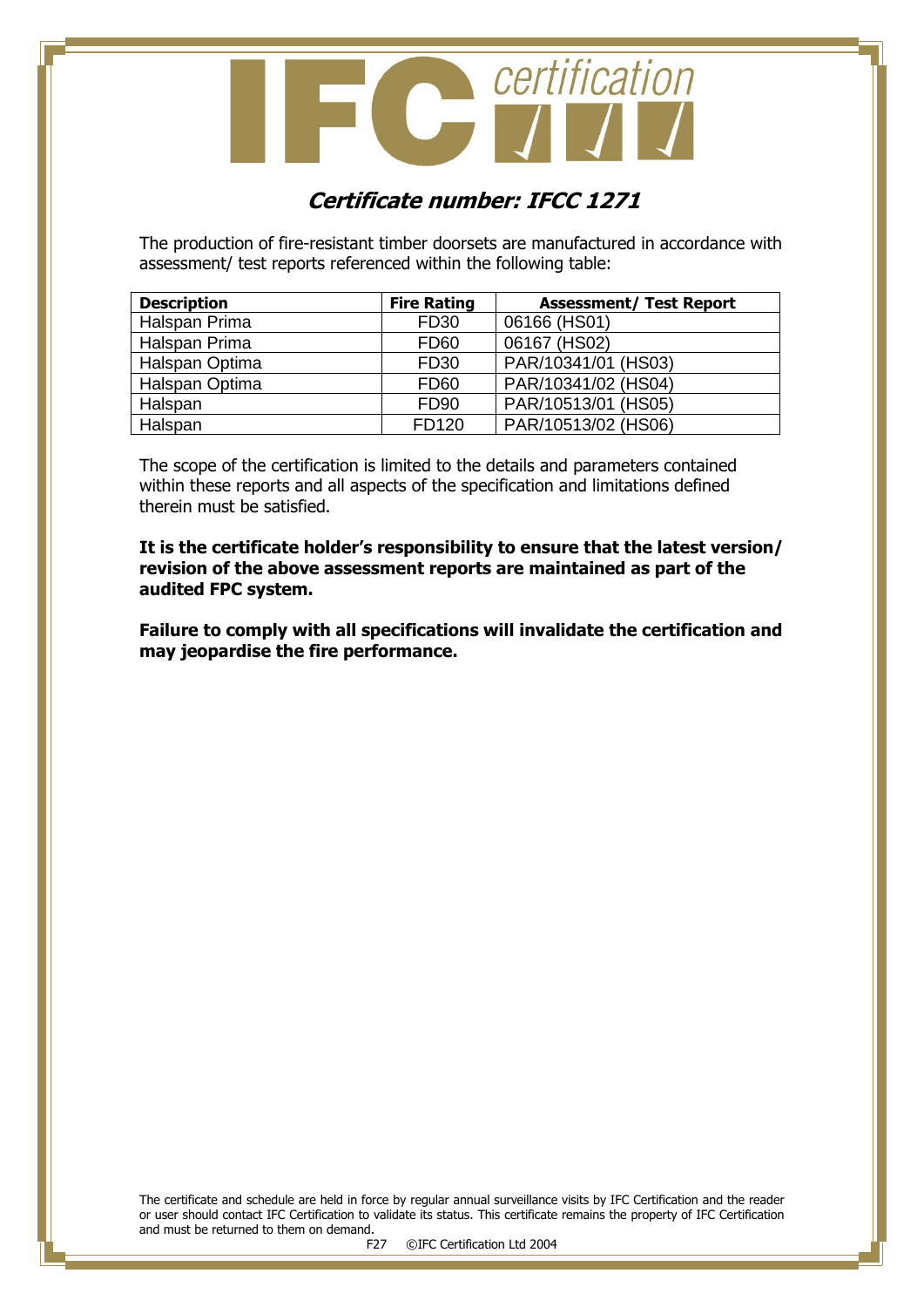## *Certificate number: IFCC 1271*

The production of fire-resistant timber doorsets are manufactured in accordance with assessment/ test reports referenced within the following table:

| Description | Fire Rating | Assessment/ Test Report |
|---|---|---|
| Halspan Prima | FD30 | 06166 (HS01) |
| Halspan Prima | FD60 | 06167 (HS02) |
| Halspan Optima | FD30 | PAR/10341/01 (HS03) |
| Halspan Optima | FD60 | PAR/10341/02 (HS04) |
| Halspan | FD90 | PAR/10513/01 (HS05) |
| Halspan | FD120 | PAR/10513/02 (HS06) |

The scope of the certification is limited to the details and parameters contained within these reports and all aspects of the specification and limitations defined therein must be satisfied.

**It is the certificate holder's responsibility to ensure that the latest version/ revision of the above assessment reports are maintained as part of the audited FPC system.**

**Failure to comply with all specifications will invalidate the certification and may jeopardise the fire performance.**

The certificate and schedule are held in force by regular annual surveillance visits by IFC Certification and the reader or user should contact IFC Certification to validate its status. This certificate remains the property of IFC Certification and must be returned to them on demand.

F27 ©IFC Certification Ltd 2004